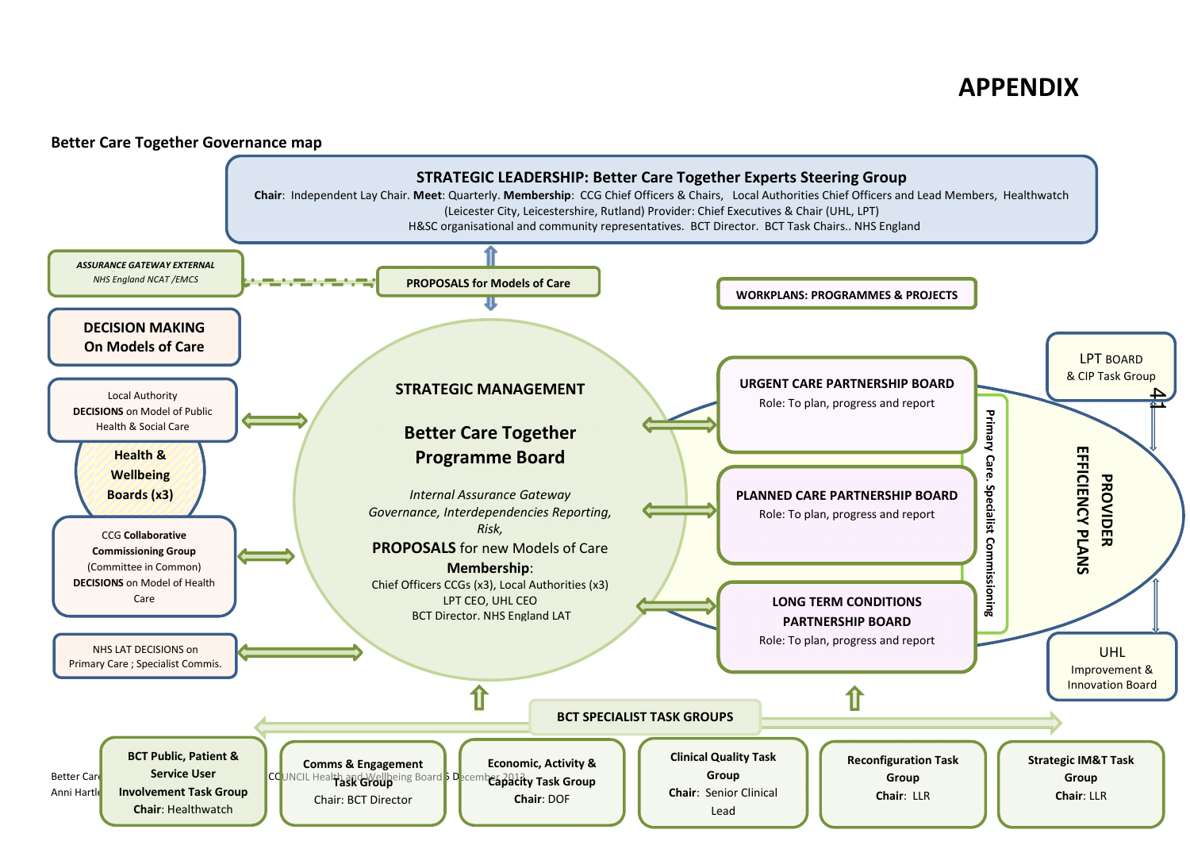# APPENDIX

**Better Care Together Governance map**

## STRATEGIC LEADERSHIP: Better Care Together Experts Steering Group

**Chair**: Independent Lay Chair. **Meet**: Quarterly. **Membership**: CCG Chief Officers & Chairs, Local Authorities Chief Officers and Lead Members, Healthwatch (Leicester City, Leicestershire, Rutland) Provider: Chief Executives & Chair (UHL, LPT) H&SC organisational and community representatives. BCT Director. BCT Task Chairs.. NHS England

***ASSURANCE GATEWAY EXTERNAL***
*NHS England NCAT /EMCS*

**PROPOSALS for Models of Care**

**WORKPLANS: PROGRAMMES & PROJECTS**

**DECISION MAKING On Models of Care**

Local Authority **DECISIONS** on Model of Public Health & Social Care

**Health & Wellbeing Boards (x3)**

CCG **Collaborative Commissioning Group** (Committee in Common) **DECISIONS** on Model of Health Care

NHS LAT DECISIONS on Primary Care ; Specialist Commis.

## STRATEGIC MANAGEMENT

### Better Care Together Programme Board

*Internal Assurance Gateway*
*Governance, Interdependencies Reporting, Risk,*
**PROPOSALS** for new Models of Care
**Membership**:
Chief Officers CCGs (x3), Local Authorities (x3)
LPT CEO, UHL CEO
BCT Director. NHS England LAT

**URGENT CARE PARTNERSHIP BOARD**
Role: To plan, progress and report

**PLANNED CARE PARTNERSHIP BOARD**
Role: To plan, progress and report

**LONG TERM CONDITIONS PARTNERSHIP BOARD**
Role: To plan, progress and report

**Primary Care. Specialist Commissioning**

**PROVIDER EFFICIENCY PLANS**

LPT BOARD & CIP Task Group

UHL Improvement & Innovation Board

**BCT SPECIALIST TASK GROUPS**

**BCT Public, Patient & Service User Involvement Task Group**
**Chair**: Healthwatch

**Comms & Engagement Task Group**
Chair: BCT Director

**Economic, Activity & Capacity Task Group**
**Chair**: DOF

**Clinical Quality Task Group**
**Chair**: Senior Clinical Lead

**Reconfiguration Task Group**
**Chair**: LLR

**Strategic IM&T Task Group**
**Chair**: LLR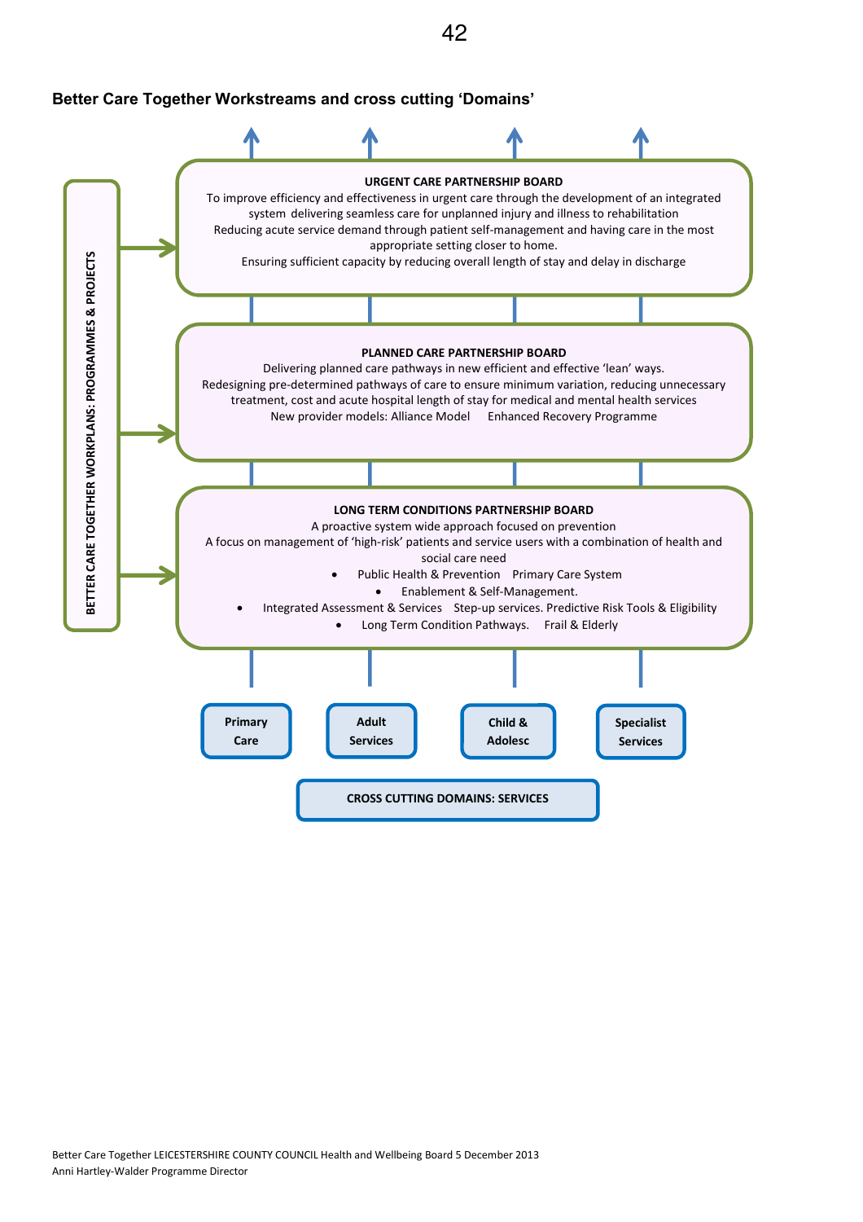**Better Care Together Workstreams and cross cutting 'Domains'**

BETTER CARE TOGETHER WORKPLANS: PROGRAMMES & PROJECTS

**URGENT CARE PARTNERSHIP BOARD**

To improve efficiency and effectiveness in urgent care through the development of an integrated system delivering seamless care for unplanned injury and illness to rehabilitation

Reducing acute service demand through patient self-management and having care in the most appropriate setting closer to home.

Ensuring sufficient capacity by reducing overall length of stay and delay in discharge

**PLANNED CARE PARTNERSHIP BOARD**

Delivering planned care pathways in new efficient and effective 'lean' ways.

Redesigning pre-determined pathways of care to ensure minimum variation, reducing unnecessary treatment, cost and acute hospital length of stay for medical and mental health services

New provider models: Alliance Model     Enhanced Recovery Programme

**LONG TERM CONDITIONS PARTNERSHIP BOARD**

A proactive system wide approach focused on prevention

A focus on management of 'high-risk' patients and service users with a combination of health and social care need

- Public Health & Prevention     Primary Care System
- Enablement & Self-Management.
- Integrated Assessment & Services     Step-up services. Predictive Risk Tools & Eligibility
- Long Term Condition Pathways.     Frail & Elderly

**Primary Care**     **Adult Services**     **Child & Adolesc**     **Specialist Services**

**CROSS CUTTING DOMAINS: SERVICES**

Better Care Together LEICESTERSHIRE COUNTY COUNCIL Health and Wellbeing Board 5 December 2013
Anni Hartley-Walder Programme Director